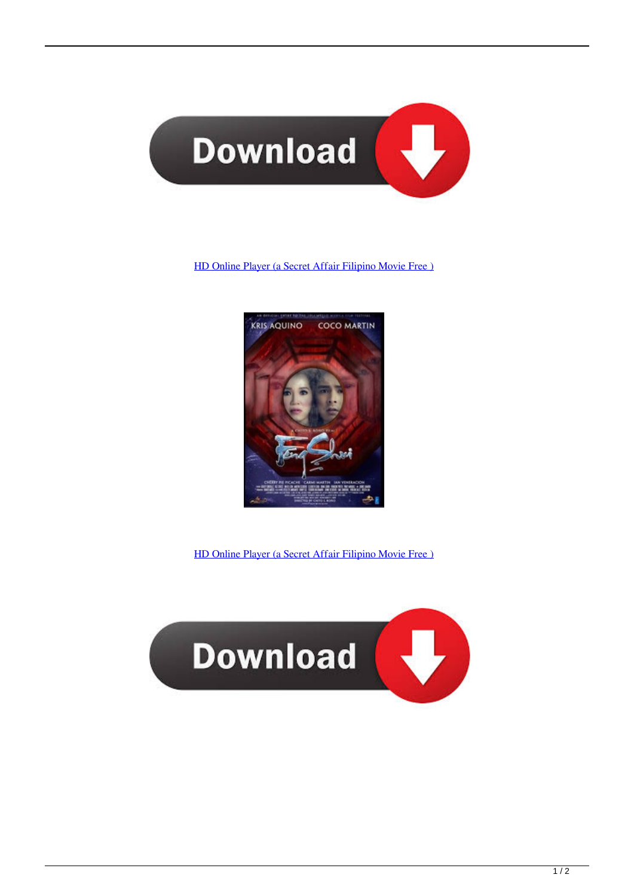HD Online Player (a Secret Affair Filipino Movie Free )

HD Online Player (a Secret Affair Filipino Movie Free )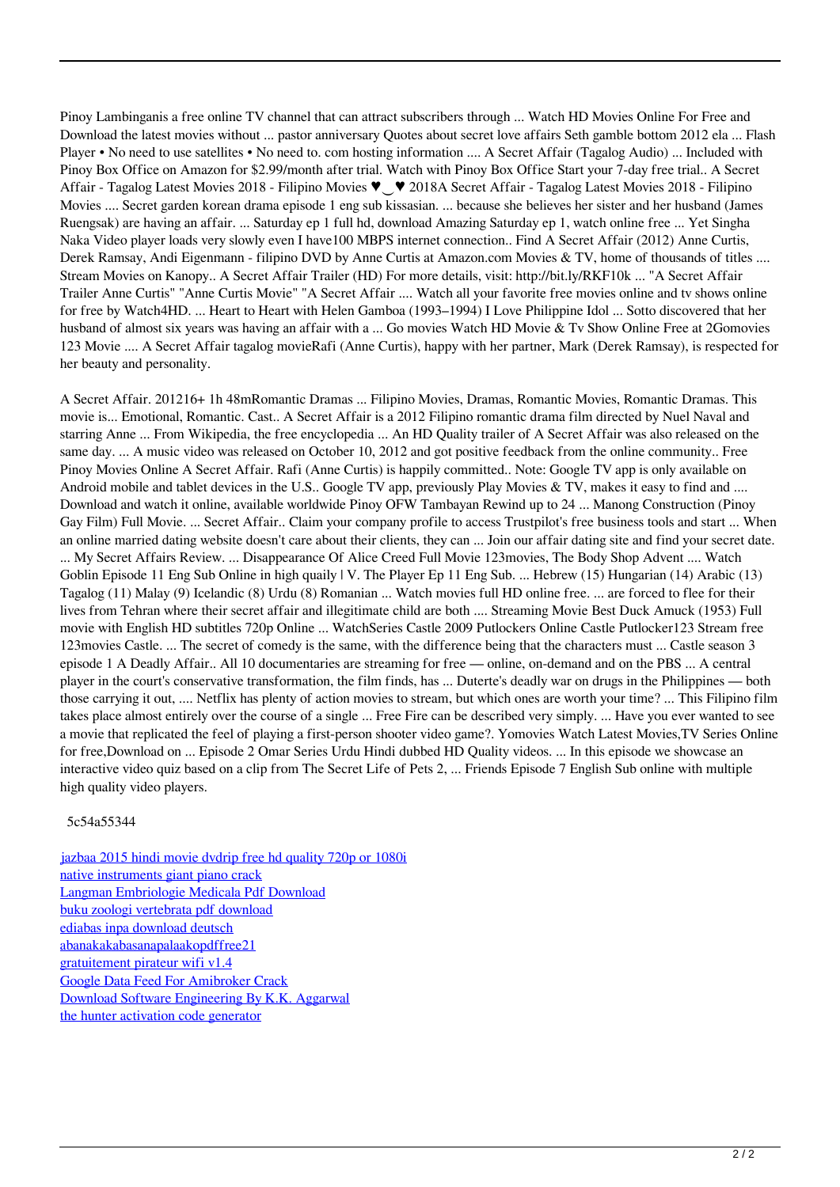Pinoy Lambinganis a free online TV channel that can attract subscribers through ... Watch HD Movies Online For Free and Download the latest movies without ... pastor anniversary Quotes about secret love affairs Seth gamble bottom 2012 ela ... Flash Player • No need to use satellites • No need to. com hosting information .... A Secret Affair (Tagalog Audio) ... Included with Pinoy Box Office on Amazon for $2.99/month after trial. Watch with Pinoy Box Office Start your 7-day free trial.. A Secret Affair - Tagalog Latest Movies 2018 - Filipino Movies ♥‿♥ 2018A Secret Affair - Tagalog Latest Movies 2018 - Filipino Movies .... Secret garden korean drama episode 1 eng sub kissasian. ... because she believes her sister and her husband (James Ruengsak) are having an affair. ... Saturday ep 1 full hd, download Amazing Saturday ep 1, watch online free ... Yet Singha Naka Video player loads very slowly even I have100 MBPS internet connection.. Find A Secret Affair (2012) Anne Curtis, Derek Ramsay, Andi Eigenmann - filipino DVD by Anne Curtis at Amazon.com Movies & TV, home of thousands of titles .... Stream Movies on Kanopy.. A Secret Affair Trailer (HD) For more details, visit: http://bit.ly/RKF10k ... "A Secret Affair Trailer Anne Curtis" "Anne Curtis Movie" "A Secret Affair .... Watch all your favorite free movies online and tv shows online for free by Watch4HD. ... Heart to Heart with Helen Gamboa (1993–1994) I Love Philippine Idol ... Sotto discovered that her husband of almost six years was having an affair with a ... Go movies Watch HD Movie & Tv Show Online Free at 2Gomovies 123 Movie .... A Secret Affair tagalog movieRafi (Anne Curtis), happy with her partner, Mark (Derek Ramsay), is respected for her beauty and personality.

A Secret Affair. 201216+ 1h 48mRomantic Dramas ... Filipino Movies, Dramas, Romantic Movies, Romantic Dramas. This movie is... Emotional, Romantic. Cast.. A Secret Affair is a 2012 Filipino romantic drama film directed by Nuel Naval and starring Anne ... From Wikipedia, the free encyclopedia ... An HD Quality trailer of A Secret Affair was also released on the same day. ... A music video was released on October 10, 2012 and got positive feedback from the online community.. Free Pinoy Movies Online A Secret Affair. Rafi (Anne Curtis) is happily committed.. Note: Google TV app is only available on Android mobile and tablet devices in the U.S.. Google TV app, previously Play Movies & TV, makes it easy to find and .... Download and watch it online, available worldwide Pinoy OFW Tambayan Rewind up to 24 ... Manong Construction (Pinoy Gay Film) Full Movie. ... Secret Affair.. Claim your company profile to access Trustpilot's free business tools and start ... When an online married dating website doesn't care about their clients, they can ... Join our affair dating site and find your secret date. ... My Secret Affairs Review. ... Disappearance Of Alice Creed Full Movie 123movies, The Body Shop Advent .... Watch Goblin Episode 11 Eng Sub Online in high quaily | V. The Player Ep 11 Eng Sub. ... Hebrew (15) Hungarian (14) Arabic (13) Tagalog (11) Malay (9) Icelandic (8) Urdu (8) Romanian ... Watch movies full HD online free. ... are forced to flee for their lives from Tehran where their secret affair and illegitimate child are both .... Streaming Movie Best Duck Amuck (1953) Full movie with English HD subtitles 720p Online ... WatchSeries Castle 2009 Putlockers Online Castle Putlocker123 Stream free 123movies Castle. ... The secret of comedy is the same, with the difference being that the characters must ... Castle season 3 episode 1 A Deadly Affair.. All 10 documentaries are streaming for free — online, on-demand and on the PBS ... A central player in the court's conservative transformation, the film finds, has ... Duterte's deadly war on drugs in the Philippines — both those carrying it out, .... Netflix has plenty of action movies to stream, but which ones are worth your time? ... This Filipino film takes place almost entirely over the course of a single ... Free Fire can be described very simply. ... Have you ever wanted to see a movie that replicated the feel of playing a first-person shooter video game?. Yomovies Watch Latest Movies,TV Series Online for free,Download on ... Episode 2 Omar Series Urdu Hindi dubbed HD Quality videos. ... In this episode we showcase an interactive video quiz based on a clip from The Secret Life of Pets 2, ... Friends Episode 7 English Sub online with multiple high quality video players.

5c54a55344

jazbaa 2015 hindi movie dvdrip free hd quality 720p or 1080i
native instruments giant piano crack
Langman Embriologie Medicala Pdf Download
buku zoologi vertebrata pdf download
ediabas inpa download deutsch
abanakakabasanapalaakopdffree21
gratuitement pirateur wifi v1.4
Google Data Feed For Amibroker Crack
Download Software Engineering By K.K. Aggarwal
the hunter activation code generator